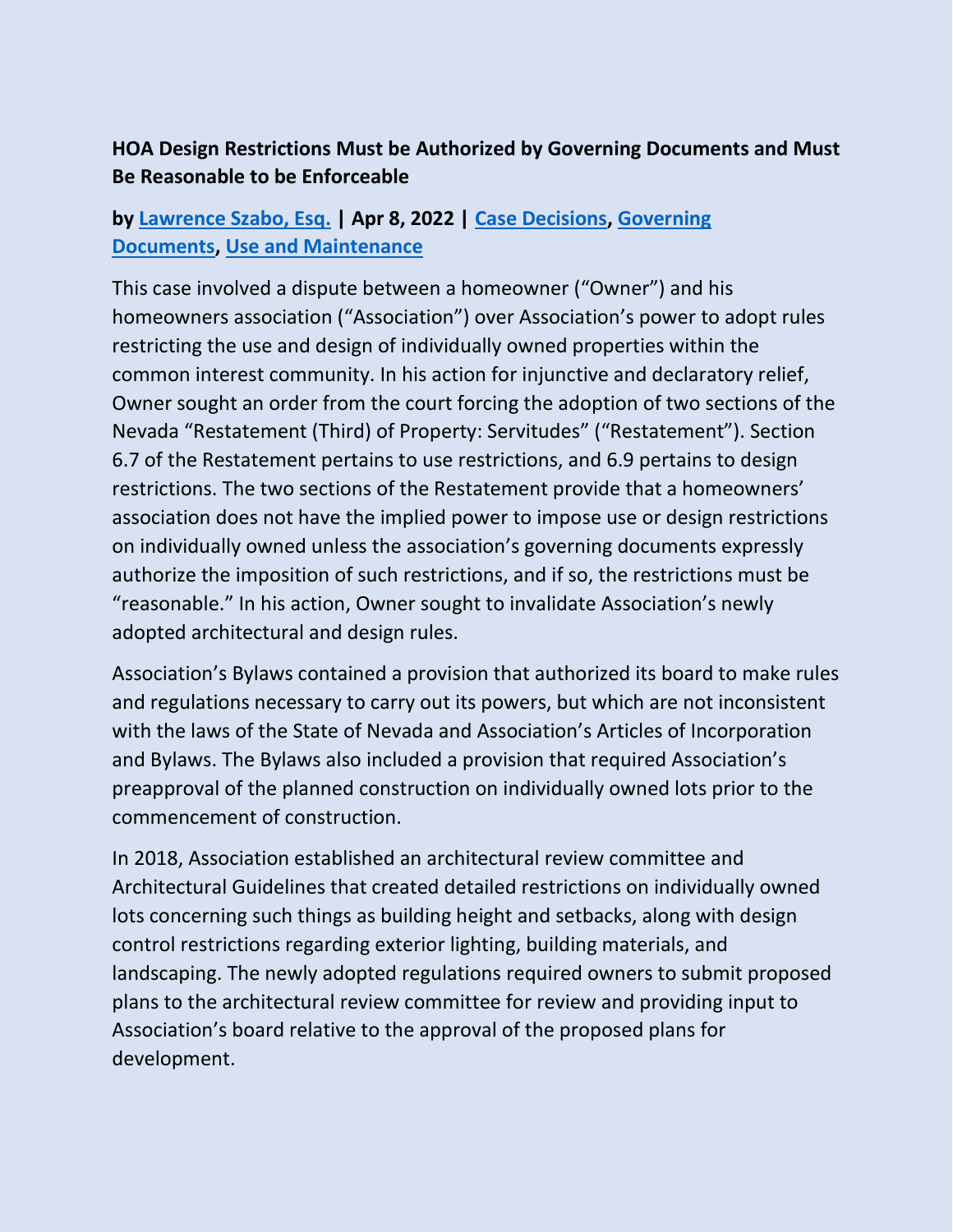### HOA Design Restrictions Must be Authorized by Governing Documents and Must Be Reasonable to be Enforceable

**by Lawrence Szabo, Esq. | Apr 8, 2022 | Case Decisions, Governing Documents, Use and Maintenance**

This case involved a dispute between a homeowner ("Owner") and his homeowners association ("Association") over Association's power to adopt rules restricting the use and design of individually owned properties within the common interest community. In his action for injunctive and declaratory relief, Owner sought an order from the court forcing the adoption of two sections of the Nevada "Restatement (Third) of Property: Servitudes" ("Restatement"). Section 6.7 of the Restatement pertains to use restrictions, and 6.9 pertains to design restrictions. The two sections of the Restatement provide that a homeowners' association does not have the implied power to impose use or design restrictions on individually owned unless the association's governing documents expressly authorize the imposition of such restrictions, and if so, the restrictions must be "reasonable." In his action, Owner sought to invalidate Association's newly adopted architectural and design rules.

Association's Bylaws contained a provision that authorized its board to make rules and regulations necessary to carry out its powers, but which are not inconsistent with the laws of the State of Nevada and Association's Articles of Incorporation and Bylaws. The Bylaws also included a provision that required Association's preapproval of the planned construction on individually owned lots prior to the commencement of construction.

In 2018, Association established an architectural review committee and Architectural Guidelines that created detailed restrictions on individually owned lots concerning such things as building height and setbacks, along with design control restrictions regarding exterior lighting, building materials, and landscaping. The newly adopted regulations required owners to submit proposed plans to the architectural review committee for review and providing input to Association's board relative to the approval of the proposed plans for development.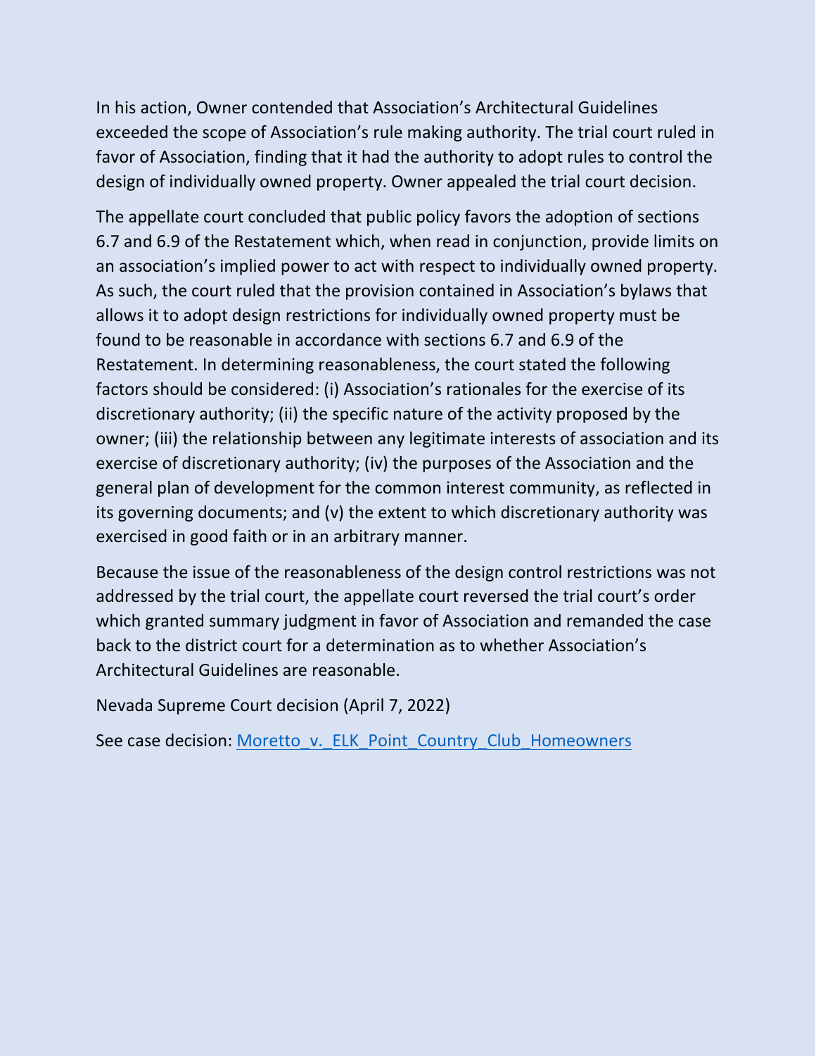In his action, Owner contended that Association's Architectural Guidelines exceeded the scope of Association's rule making authority. The trial court ruled in favor of Association, finding that it had the authority to adopt rules to control the design of individually owned property. Owner appealed the trial court decision.

The appellate court concluded that public policy favors the adoption of sections 6.7 and 6.9 of the Restatement which, when read in conjunction, provide limits on an association's implied power to act with respect to individually owned property. As such, the court ruled that the provision contained in Association's bylaws that allows it to adopt design restrictions for individually owned property must be found to be reasonable in accordance with sections 6.7 and 6.9 of the Restatement. In determining reasonableness, the court stated the following factors should be considered: (i) Association's rationales for the exercise of its discretionary authority; (ii) the specific nature of the activity proposed by the owner; (iii) the relationship between any legitimate interests of association and its exercise of discretionary authority; (iv) the purposes of the Association and the general plan of development for the common interest community, as reflected in its governing documents; and (v) the extent to which discretionary authority was exercised in good faith or in an arbitrary manner.

Because the issue of the reasonableness of the design control restrictions was not addressed by the trial court, the appellate court reversed the trial court's order which granted summary judgment in favor of Association and remanded the case back to the district court for a determination as to whether Association's Architectural Guidelines are reasonable.

Nevada Supreme Court decision (April 7, 2022)

See case decision: Moretto_v._ELK_Point_Country_Club_Homeowners